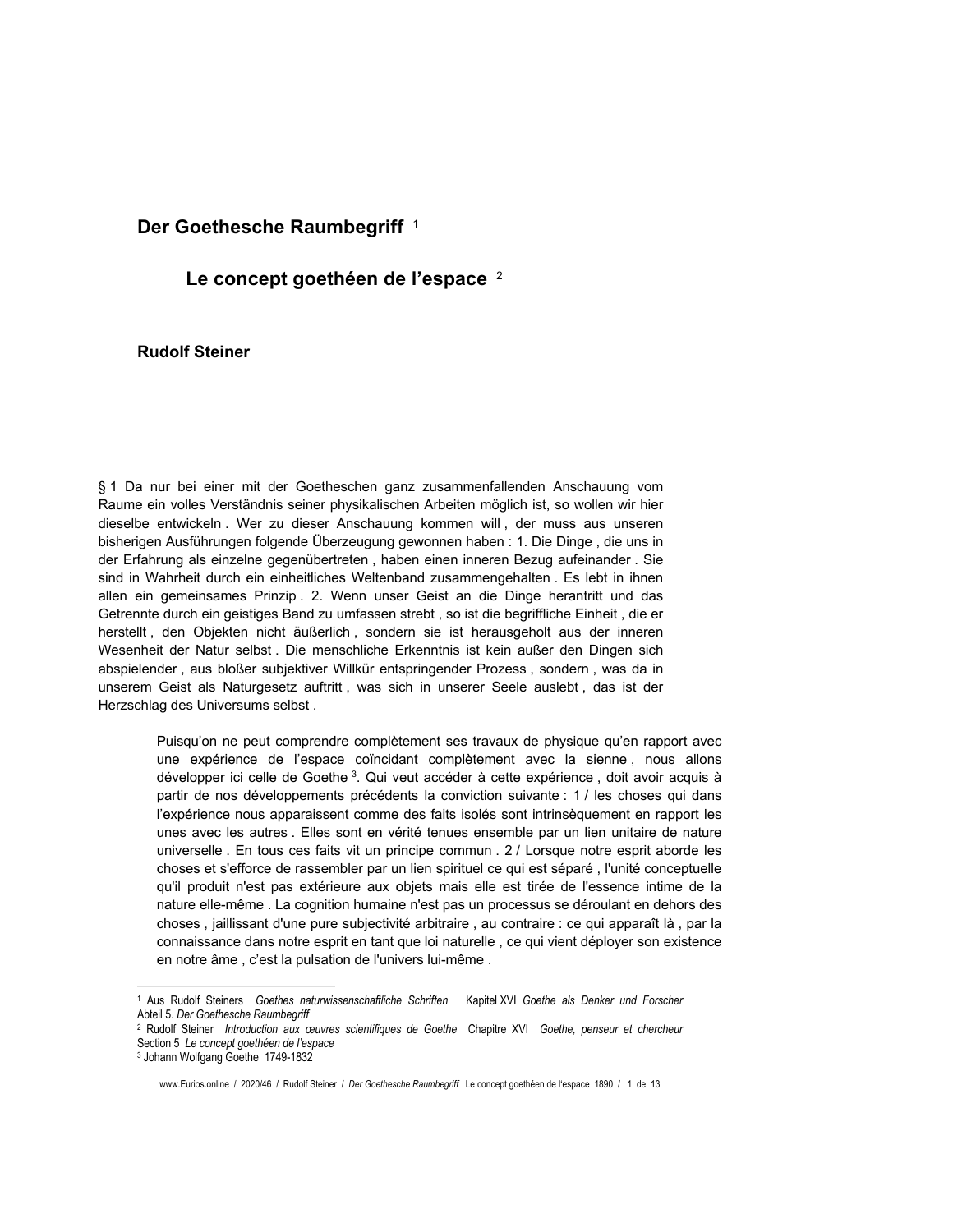# Der Goethesche Raumbegriff [1]

## Le concept goethéen de l'espace [2]

**Rudolf Steiner**

§ 1 Da nur bei einer mit der Goetheschen ganz zusammenfallenden Anschauung vom Raume ein volles Verständnis seiner physikalischen Arbeiten möglich ist, so wollen wir hier dieselbe entwickeln . Wer zu dieser Anschauung kommen will , der muss aus unseren bisherigen Ausführungen folgende Überzeugung gewonnen haben : 1. Die Dinge , die uns in der Erfahrung als einzelne gegenübertreten , haben einen inneren Bezug aufeinander . Sie sind in Wahrheit durch ein einheitliches Weltenband zusammengehalten . Es lebt in ihnen allen ein gemeinsames Prinzip . 2. Wenn unser Geist an die Dinge herantritt und das Getrennte durch ein geistiges Band zu umfassen strebt , so ist die begriffliche Einheit , die er herstellt , den Objekten nicht äußerlich , sondern sie ist herausgeholt aus der inneren Wesenheit der Natur selbst . Die menschliche Erkenntnis ist kein außer den Dingen sich abspielender , aus bloßer subjektiver Willkür entspringender Prozess , sondern , was da in unserem Geist als Naturgesetz auftritt , was sich in unserer Seele auslebt , das ist der Herzschlag des Universums selbst .

> Puisqu'on ne peut comprendre complètement ses travaux de physique qu'en rapport avec une expérience de l'espace coïncidant complètement avec la sienne , nous allons développer ici celle de Goethe [3]. Qui veut accéder à cette expérience , doit avoir acquis à partir de nos développements précédents la conviction suivante : 1 / les choses qui dans l'expérience nous apparaissent comme des faits isolés sont intrinsèquement en rapport les unes avec les autres . Elles sont en vérité tenues ensemble par un lien unitaire de nature universelle . En tous ces faits vit un principe commun . 2 / Lorsque notre esprit aborde les choses et s'efforce de rassembler par un lien spirituel ce qui est séparé , l'unité conceptuelle qu'il produit n'est pas extérieure aux objets mais elle est tirée de l'essence intime de la nature elle-même . La cognition humaine n'est pas un processus se déroulant en dehors des choses , jaillissant d'une pure subjectivité arbitraire , au contraire : ce qui apparaît là , par la connaissance dans notre esprit en tant que loi naturelle , ce qui vient déployer son existence en notre âme , c'est la pulsation de l'univers lui-même .

---

[1] Aus Rudolf Steiners *Goethes naturwissenschaftliche Schriften* Kapitel XVI *Goethe als Denker und Forscher* Abteil 5. *Der Goethesche Raumbegriff*

[2] Rudolf Steiner *Introduction aux œuvres scientifiques de Goethe* Chapitre XVI *Goethe, penseur et chercheur* Section 5 *Le concept goethéen de l'espace*

[3] Johann Wolfgang Goethe 1749-1832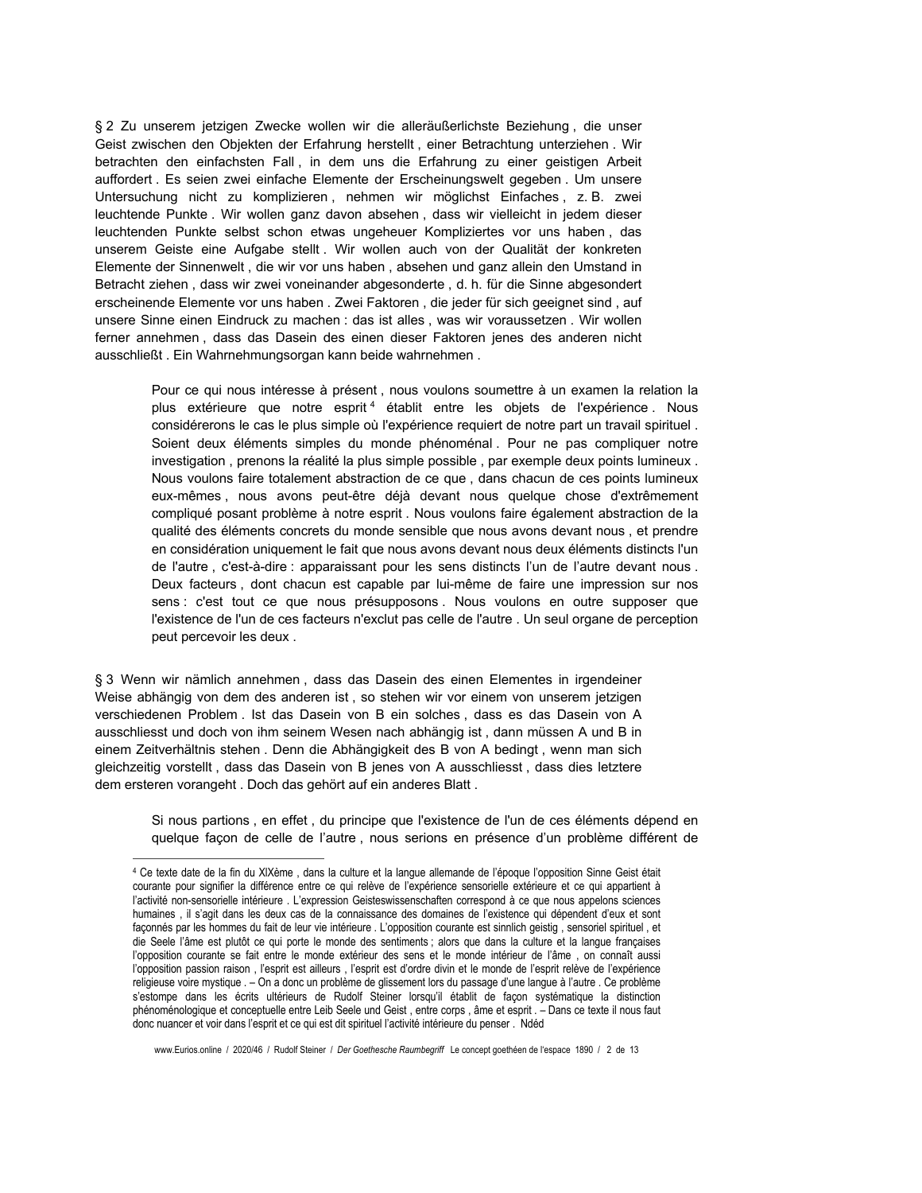§ 2 Zu unserem jetzigen Zwecke wollen wir die alleräußerlichste Beziehung , die unser Geist zwischen den Objekten der Erfahrung herstellt , einer Betrachtung unterziehen . Wir betrachten den einfachsten Fall , in dem uns die Erfahrung zu einer geistigen Arbeit auffordert . Es seien zwei einfache Elemente der Erscheinungswelt gegeben . Um unsere Untersuchung nicht zu komplizieren , nehmen wir möglichst Einfaches , z. B. zwei leuchtende Punkte . Wir wollen ganz davon absehen , dass wir vielleicht in jedem dieser leuchtenden Punkte selbst schon etwas ungeheuer Kompliziertes vor uns haben , das unserem Geiste eine Aufgabe stellt . Wir wollen auch von der Qualität der konkreten Elemente der Sinnenwelt , die wir vor uns haben , absehen und ganz allein den Umstand in Betracht ziehen , dass wir zwei voneinander abgesonderte , d. h. für die Sinne abgesondert erscheinende Elemente vor uns haben . Zwei Faktoren , die jeder für sich geeignet sind , auf unsere Sinne einen Eindruck zu machen : das ist alles , was wir voraussetzen . Wir wollen ferner annehmen , dass das Dasein des einen dieser Faktoren jenes des anderen nicht ausschließt . Ein Wahrnehmungsorgan kann beide wahrnehmen .

> Pour ce qui nous intéresse à présent , nous voulons soumettre à un examen la relation la plus extérieure que notre esprit [4] établit entre les objets de l'expérience . Nous considérerons le cas le plus simple où l'expérience requiert de notre part un travail spirituel . Soient deux éléments simples du monde phénoménal . Pour ne pas compliquer notre investigation , prenons la réalité la plus simple possible , par exemple deux points lumineux . Nous voulons faire totalement abstraction de ce que , dans chacun de ces points lumineux eux-mêmes , nous avons peut-être déjà devant nous quelque chose d'extrêmement compliqué posant problème à notre esprit . Nous voulons faire également abstraction de la qualité des éléments concrets du monde sensible que nous avons devant nous , et prendre en considération uniquement le fait que nous avons devant nous deux éléments distincts l'un de l'autre , c'est-à-dire : apparaissant pour les sens distincts l'un de l'autre devant nous . Deux facteurs , dont chacun est capable par lui-même de faire une impression sur nos sens : c'est tout ce que nous présupposons . Nous voulons en outre supposer que l'existence de l'un de ces facteurs n'exclut pas celle de l'autre . Un seul organe de perception peut percevoir les deux .

§ 3 Wenn wir nämlich annehmen , dass das Dasein des einen Elementes in irgendeiner Weise abhängig von dem des anderen ist , so stehen wir vor einem von unserem jetzigen verschiedenen Problem . Ist das Dasein von B ein solches , dass es das Dasein von A ausschliesst und doch von ihm seinem Wesen nach abhängig ist , dann müssen A und B in einem Zeitverhältnis stehen . Denn die Abhängigkeit des B von A bedingt , wenn man sich gleichzeitig vorstellt , dass das Dasein von B jenes von A ausschliesst , dass dies letztere dem ersteren vorangeht . Doch das gehört auf ein anderes Blatt .

> Si nous partions , en effet , du principe que l'existence de l'un de ces éléments dépend en quelque façon de celle de l'autre , nous serions en présence d'un problème différent de

---

[4] Ce texte date de la fin du XIXème , dans la culture et la langue allemande de l'époque l'opposition Sinne Geist était courante pour signifier la différence entre ce qui relève de l'expérience sensorielle extérieure et ce qui appartient à l'activité non-sensorielle intérieure . L'expression Geisteswissenschaften correspond à ce que nous appelons sciences humaines , il s'agit dans les deux cas de la connaissance des domaines de l'existence qui dépendent d'eux et sont façonnés par les hommes du fait de leur vie intérieure . L'opposition courante est sinnlich geistig , sensoriel spirituel , et die Seele l'âme est plutôt ce qui porte le monde des sentiments ; alors que dans la culture et la langue françaises l'opposition courante se fait entre le monde extérieur des sens et le monde intérieur de l'âme , on connaît aussi l'opposition passion raison , l'esprit est ailleurs , l'esprit est d'ordre divin et le monde de l'esprit relève de l'expérience religieuse voire mystique . – On a donc un problème de glissement lors du passage d'une langue à l'autre . Ce problème s'estompe dans les écrits ultérieurs de Rudolf Steiner lorsqu'il établit de façon systématique la distinction phénoménologique et conceptuelle entre Leib Seele und Geist , entre corps , âme et esprit . – Dans ce texte il nous faut donc nuancer et voir dans l'esprit et ce qui est dit spirituel l'activité intérieure du penser . Ndéd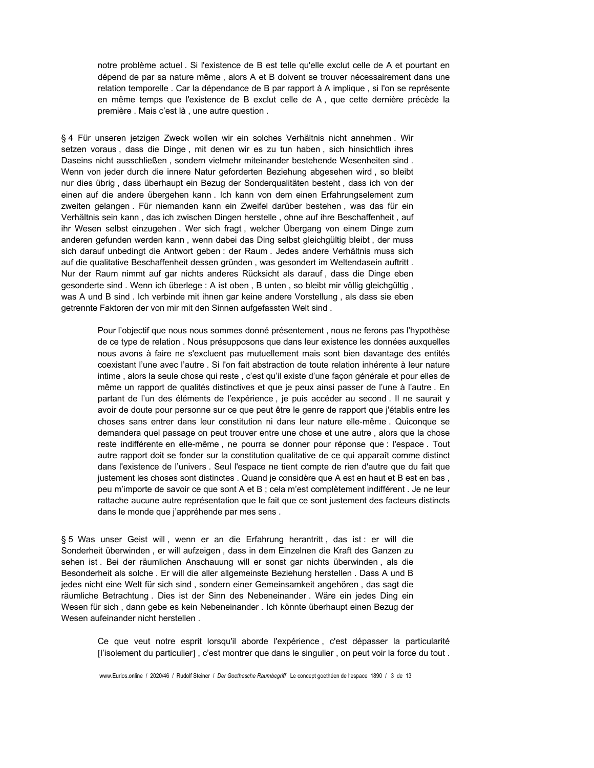notre problème actuel . Si l'existence de B est telle qu'elle exclut celle de A et pourtant en dépend de par sa nature même , alors A et B doivent se trouver nécessairement dans une relation temporelle . Car la dépendance de B par rapport à A implique , si l'on se représente en même temps que l'existence de B exclut celle de A , que cette dernière précède la première . Mais c'est là , une autre question .

§ 4 Für unseren jetzigen Zweck wollen wir ein solches Verhältnis nicht annehmen . Wir setzen voraus , dass die Dinge , mit denen wir es zu tun haben , sich hinsichtlich ihres Daseins nicht ausschließen , sondern vielmehr miteinander bestehende Wesenheiten sind . Wenn von jeder durch die innere Natur geforderten Beziehung abgesehen wird , so bleibt nur dies übrig , dass überhaupt ein Bezug der Sonderqualitäten besteht , dass ich von der einen auf die andere übergehen kann . Ich kann von dem einen Erfahrungselement zum zweiten gelangen . Für niemanden kann ein Zweifel darüber bestehen , was das für ein Verhältnis sein kann , das ich zwischen Dingen herstelle , ohne auf ihre Beschaffenheit , auf ihr Wesen selbst einzugehen . Wer sich fragt , welcher Übergang von einem Dinge zum anderen gefunden werden kann , wenn dabei das Ding selbst gleichgültig bleibt , der muss sich darauf unbedingt die Antwort geben : der Raum . Jedes andere Verhältnis muss sich auf die qualitative Beschaffenheit dessen gründen , was gesondert im Weltendasein auftritt . Nur der Raum nimmt auf gar nichts anderes Rücksicht als darauf , dass die Dinge eben gesonderte sind . Wenn ich überlege : A ist oben , B unten , so bleibt mir völlig gleichgültig , was A und B sind . Ich verbinde mit ihnen gar keine andere Vorstellung , als dass sie eben getrennte Faktoren der von mir mit den Sinnen aufgefassten Welt sind .

Pour l'objectif que nous nous sommes donné présentement , nous ne ferons pas l'hypothèse de ce type de relation . Nous présupposons que dans leur existence les données auxquelles nous avons à faire ne s'excluent pas mutuellement mais sont bien davantage des entités coexistant l'une avec l'autre . Si l'on fait abstraction de toute relation inhérente à leur nature intime , alors la seule chose qui reste , c'est qu'il existe d'une façon générale et pour elles de même un rapport de qualités distinctives et que je peux ainsi passer de l'une à l'autre . En partant de l'un des éléments de l'expérience , je puis accéder au second . Il ne saurait y avoir de doute pour personne sur ce que peut être le genre de rapport que j'établis entre les choses sans entrer dans leur constitution ni dans leur nature elle-même . Quiconque se demandera quel passage on peut trouver entre une chose et une autre , alors que la chose reste indifférente en elle-même , ne pourra se donner pour réponse que : l'espace . Tout autre rapport doit se fonder sur la constitution qualitative de ce qui apparaît comme distinct dans l'existence de l'univers . Seul l'espace ne tient compte de rien d'autre que du fait que justement les choses sont distinctes . Quand je considère que A est en haut et B est en bas , peu m'importe de savoir ce que sont A et B ; cela m'est complètement indifférent . Je ne leur rattache aucune autre représentation que le fait que ce sont justement des facteurs distincts dans le monde que j'appréhende par mes sens .

§ 5 Was unser Geist will , wenn er an die Erfahrung herantritt , das ist : er will die Sonderheit überwinden , er will aufzeigen , dass in dem Einzelnen die Kraft des Ganzen zu sehen ist . Bei der räumlichen Anschauung will er sonst gar nichts überwinden , als die Besonderheit als solche . Er will die aller allgemeinste Beziehung herstellen . Dass A und B jedes nicht eine Welt für sich sind , sondern einer Gemeinsamkeit angehören , das sagt die räumliche Betrachtung . Dies ist der Sinn des Nebeneinander . Wäre ein jedes Ding ein Wesen für sich , dann gebe es kein Nebeneinander . Ich könnte überhaupt einen Bezug der Wesen aufeinander nicht herstellen .

Ce que veut notre esprit lorsqu'il aborde l'expérience , c'est dépasser la particularité [l'isolement du particulier] , c'est montrer que dans le singulier , on peut voir la force du tout .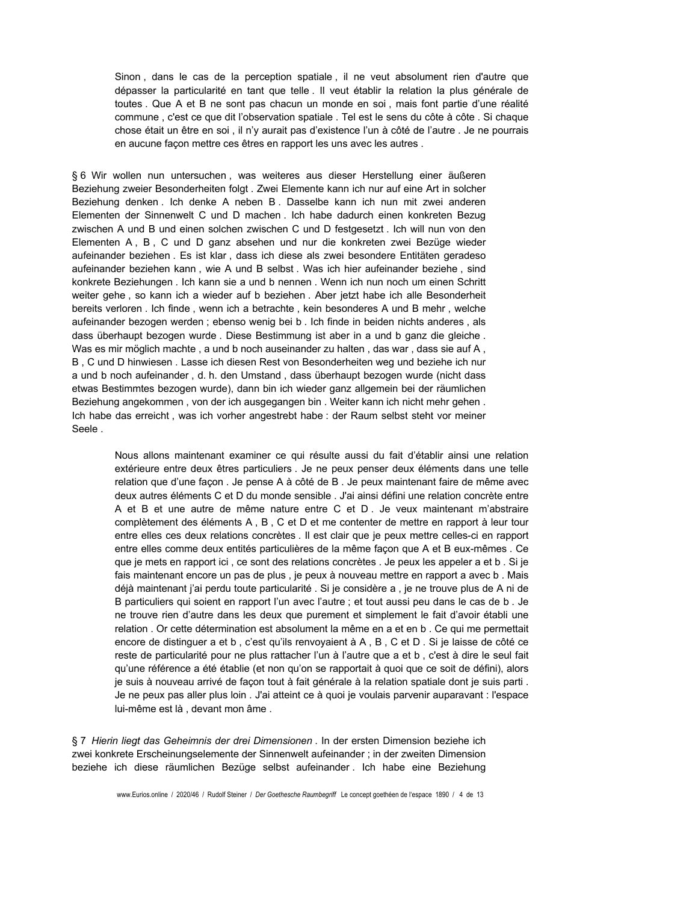Sinon , dans le cas de la perception spatiale , il ne veut absolument rien d'autre que dépasser la particularité en tant que telle . Il veut établir la relation la plus générale de toutes . Que A et B ne sont pas chacun un monde en soi , mais font partie d’une réalité commune , c'est ce que dit l’observation spatiale . Tel est le sens du côte à côte . Si chaque chose était un être en soi , il n’y aurait pas d’existence l’un à côté de l’autre . Je ne pourrais en aucune façon mettre ces êtres en rapport les uns avec les autres .

§ 6 Wir wollen nun untersuchen , was weiteres aus dieser Herstellung einer äußeren Beziehung zweier Besonderheiten folgt . Zwei Elemente kann ich nur auf eine Art in solcher Beziehung denken . Ich denke A neben B . Dasselbe kann ich nun mit zwei anderen Elementen der Sinnenwelt C und D machen . Ich habe dadurch einen konkreten Bezug zwischen A und B und einen solchen zwischen C und D festgesetzt . Ich will nun von den Elementen A , B , C und D ganz absehen und nur die konkreten zwei Bezüge wieder aufeinander beziehen . Es ist klar , dass ich diese als zwei besondere Entitäten geradeso aufeinander beziehen kann , wie A und B selbst . Was ich hier aufeinander beziehe , sind konkrete Beziehungen . Ich kann sie a und b nennen . Wenn ich nun noch um einen Schritt weiter gehe , so kann ich a wieder auf b beziehen . Aber jetzt habe ich alle Besonderheit bereits verloren . Ich finde , wenn ich a betrachte , kein besonderes A und B mehr , welche aufeinander bezogen werden ; ebenso wenig bei b . Ich finde in beiden nichts anderes , als dass überhaupt bezogen wurde . Diese Bestimmung ist aber in a und b ganz die gleiche . Was es mir möglich machte , a und b noch auseinander zu halten , das war , dass sie auf A , B , C und D hinwiesen . Lasse ich diesen Rest von Besonderheiten weg und beziehe ich nur a und b noch aufeinander , d. h. den Umstand , dass überhaupt bezogen wurde (nicht dass etwas Bestimmtes bezogen wurde), dann bin ich wieder ganz allgemein bei der räumlichen Beziehung angekommen , von der ich ausgegangen bin . Weiter kann ich nicht mehr gehen . Ich habe das erreicht , was ich vorher angestrebt habe : der Raum selbst steht vor meiner Seele .

Nous allons maintenant examiner ce qui résulte aussi du fait d’établir ainsi une relation extérieure entre deux êtres particuliers . Je ne peux penser deux éléments dans une telle relation que d’une façon . Je pense A à côté de B . Je peux maintenant faire de même avec deux autres éléments C et D du monde sensible . J'ai ainsi défini une relation concrète entre A et B et une autre de même nature entre C et D . Je veux maintenant m’abstraire complètement des éléments A , B , C et D et me contenter de mettre en rapport à leur tour entre elles ces deux relations concrètes . Il est clair que je peux mettre celles-ci en rapport entre elles comme deux entités particulières de la même façon que A et B eux-mêmes . Ce que je mets en rapport ici , ce sont des relations concrètes . Je peux les appeler a et b . Si je fais maintenant encore un pas de plus , je peux à nouveau mettre en rapport a avec b . Mais déjà maintenant j’ai perdu toute particularité . Si je considère a , je ne trouve plus de A ni de B particuliers qui soient en rapport l’un avec l’autre ; et tout aussi peu dans le cas de b . Je ne trouve rien d’autre dans les deux que purement et simplement le fait d’avoir établi une relation . Or cette détermination est absolument la même en a et en b . Ce qui me permettait encore de distinguer a et b , c’est qu’ils renvoyaient à A , B , C et D . Si je laisse de côté ce reste de particularité pour ne plus rattacher l’un à l’autre que a et b , c'est à dire le seul fait qu’une référence a été établie (et non qu’on se rapportait à quoi que ce soit de défini), alors je suis à nouveau arrivé de façon tout à fait générale à la relation spatiale dont je suis parti . Je ne peux pas aller plus loin . J'ai atteint ce à quoi je voulais parvenir auparavant : l'espace lui-même est là , devant mon âme .

§ 7 *Hierin liegt das Geheimnis der drei Dimensionen* . In der ersten Dimension beziehe ich zwei konkrete Erscheinungselemente der Sinnenwelt aufeinander ; in der zweiten Dimension beziehe ich diese räumlichen Bezüge selbst aufeinander . Ich habe eine Beziehung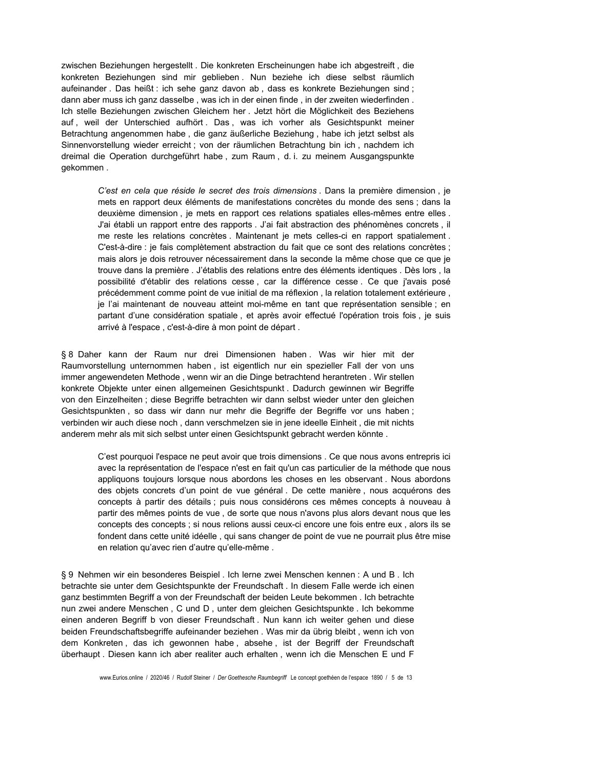zwischen Beziehungen hergestellt . Die konkreten Erscheinungen habe ich abgestreift , die konkreten Beziehungen sind mir geblieben . Nun beziehe ich diese selbst räumlich aufeinander . Das heißt : ich sehe ganz davon ab , dass es konkrete Beziehungen sind ; dann aber muss ich ganz dasselbe , was ich in der einen finde , in der zweiten wiederfinden . Ich stelle Beziehungen zwischen Gleichem her . Jetzt hört die Möglichkeit des Beziehens auf , weil der Unterschied aufhört . Das , was ich vorher als Gesichtspunkt meiner Betrachtung angenommen habe , die ganz äußerliche Beziehung , habe ich jetzt selbst als Sinnenvorstellung wieder erreicht ; von der räumlichen Betrachtung bin ich , nachdem ich dreimal die Operation durchgeführt habe , zum Raum , d. i. zu meinem Ausgangspunkte gekommen .

> *C'est en cela que réside le secret des trois dimensions* . Dans la première dimension , je mets en rapport deux éléments de manifestations concrètes du monde des sens ; dans la deuxième dimension , je mets en rapport ces relations spatiales elles-mêmes entre elles . J'ai établi un rapport entre des rapports . J'ai fait abstraction des phénomènes concrets , il me reste les relations concrètes . Maintenant je mets celles-ci en rapport spatialement . C'est-à-dire : je fais complètement abstraction du fait que ce sont des relations concrètes ; mais alors je dois retrouver nécessairement dans la seconde la même chose que ce que je trouve dans la première . J'établis des relations entre des éléments identiques . Dès lors , la possibilité d'établir des relations cesse , car la différence cesse . Ce que j'avais posé précédemment comme point de vue initial de ma réflexion , la relation totalement extérieure , je l'ai maintenant de nouveau atteint moi-même en tant que représentation sensible ; en partant d'une considération spatiale , et après avoir effectué l'opération trois fois , je suis arrivé à l'espace , c'est-à-dire à mon point de départ .

§ 8 Daher kann der Raum nur drei Dimensionen haben . Was wir hier mit der Raumvorstellung unternommen haben , ist eigentlich nur ein spezieller Fall der von uns immer angewendeten Methode , wenn wir an die Dinge betrachtend herantreten . Wir stellen konkrete Objekte unter einen allgemeinen Gesichtspunkt . Dadurch gewinnen wir Begriffe von den Einzelheiten ; diese Begriffe betrachten wir dann selbst wieder unter den gleichen Gesichtspunkten , so dass wir dann nur mehr die Begriffe der Begriffe vor uns haben ; verbinden wir auch diese noch , dann verschmelzen sie in jene ideelle Einheit , die mit nichts anderem mehr als mit sich selbst unter einen Gesichtspunkt gebracht werden könnte .

> C'est pourquoi l'espace ne peut avoir que trois dimensions . Ce que nous avons entrepris ici avec la représentation de l'espace n'est en fait qu'un cas particulier de la méthode que nous appliquons toujours lorsque nous abordons les choses en les observant . Nous abordons des objets concrets d'un point de vue général . De cette manière , nous acquérons des concepts à partir des détails ; puis nous considérons ces mêmes concepts à nouveau à partir des mêmes points de vue , de sorte que nous n'avons plus alors devant nous que les concepts des concepts ; si nous relions aussi ceux-ci encore une fois entre eux , alors ils se fondent dans cette unité idéelle , qui sans changer de point de vue ne pourrait plus être mise en relation qu'avec rien d'autre qu'elle-même .

§ 9 Nehmen wir ein besonderes Beispiel . Ich lerne zwei Menschen kennen : A und B . Ich betrachte sie unter dem Gesichtspunkte der Freundschaft . In diesem Falle werde ich einen ganz bestimmten Begriff a von der Freundschaft der beiden Leute bekommen . Ich betrachte nun zwei andere Menschen , C und D , unter dem gleichen Gesichtspunkte . Ich bekomme einen anderen Begriff b von dieser Freundschaft . Nun kann ich weiter gehen und diese beiden Freundschaftsbegriffe aufeinander beziehen . Was mir da übrig bleibt , wenn ich von dem Konkreten , das ich gewonnen habe , absehe , ist der Begriff der Freundschaft überhaupt . Diesen kann ich aber realiter auch erhalten , wenn ich die Menschen E und F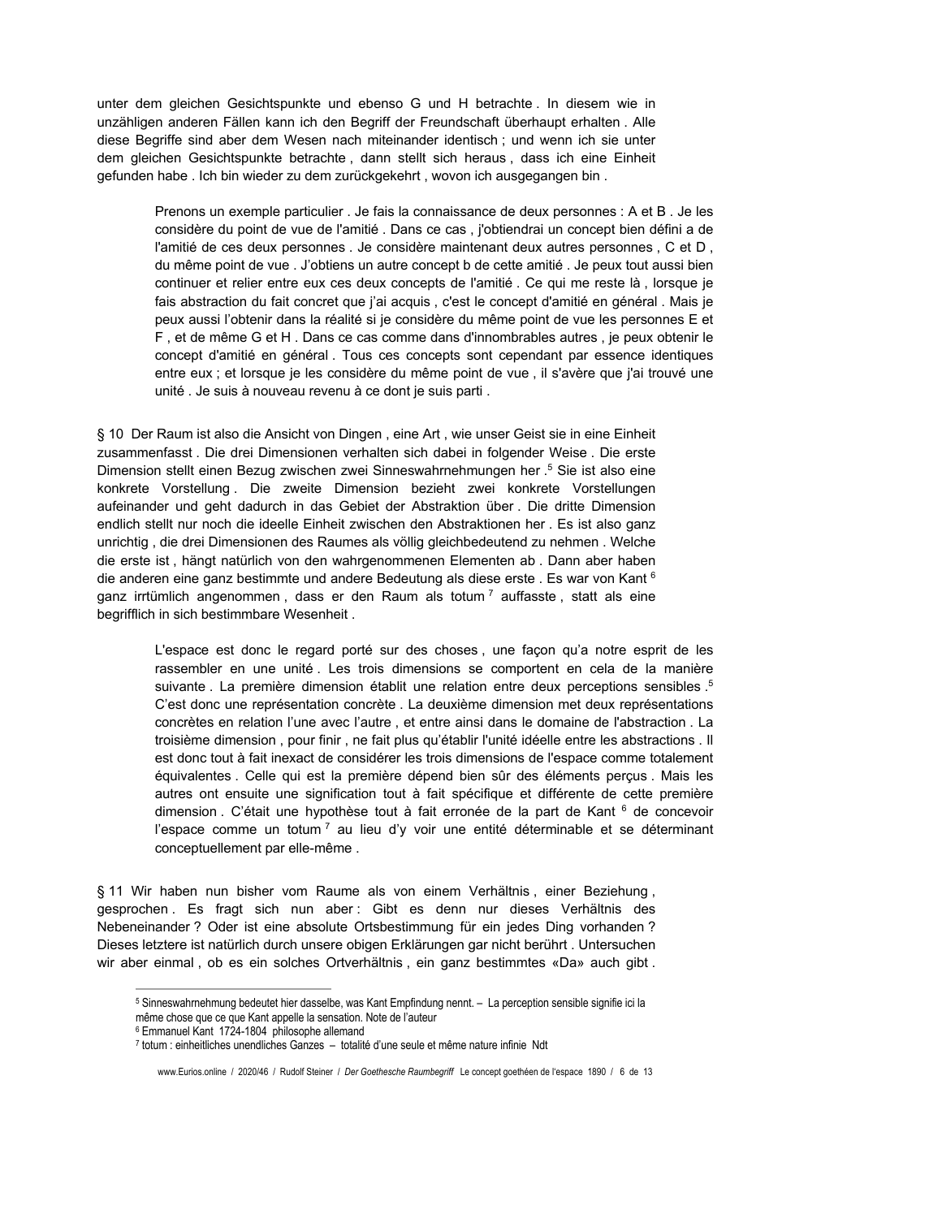unter dem gleichen Gesichtspunkte und ebenso G und H betrachte . In diesem wie in unzähligen anderen Fällen kann ich den Begriff der Freundschaft überhaupt erhalten . Alle diese Begriffe sind aber dem Wesen nach miteinander identisch ; und wenn ich sie unter dem gleichen Gesichtspunkte betrachte , dann stellt sich heraus , dass ich eine Einheit gefunden habe . Ich bin wieder zu dem zurückgekehrt , wovon ich ausgegangen bin .

> Prenons un exemple particulier . Je fais la connaissance de deux personnes : A et B . Je les considère du point de vue de l'amitié . Dans ce cas , j'obtiendrai un concept bien défini a de l'amitié de ces deux personnes . Je considère maintenant deux autres personnes , C et D , du même point de vue . J'obtiens un autre concept b de cette amitié . Je peux tout aussi bien continuer et relier entre eux ces deux concepts de l'amitié . Ce qui me reste là , lorsque je fais abstraction du fait concret que j'ai acquis , c'est le concept d'amitié en général . Mais je peux aussi l'obtenir dans la réalité si je considère du même point de vue les personnes E et F , et de même G et H . Dans ce cas comme dans d'innombrables autres , je peux obtenir le concept d'amitié en général . Tous ces concepts sont cependant par essence identiques entre eux ; et lorsque je les considère du même point de vue , il s'avère que j'ai trouvé une unité . Je suis à nouveau revenu à ce dont je suis parti .

§ 10 Der Raum ist also die Ansicht von Dingen , eine Art , wie unser Geist sie in eine Einheit zusammenfasst . Die drei Dimensionen verhalten sich dabei in folgender Weise . Die erste Dimension stellt einen Bezug zwischen zwei Sinneswahrnehmungen her .[5] Sie ist also eine konkrete Vorstellung . Die zweite Dimension bezieht zwei konkrete Vorstellungen aufeinander und geht dadurch in das Gebiet der Abstraktion über . Die dritte Dimension endlich stellt nur noch die ideelle Einheit zwischen den Abstraktionen her . Es ist also ganz unrichtig , die drei Dimensionen des Raumes als völlig gleichbedeutend zu nehmen . Welche die erste ist , hängt natürlich von den wahrgenommenen Elementen ab . Dann aber haben die anderen eine ganz bestimmte und andere Bedeutung als diese erste . Es war von Kant [6] ganz irrtümlich angenommen , dass er den Raum als totum [7] auffasste , statt als eine begrifflich in sich bestimmbare Wesenheit .

> L'espace est donc le regard porté sur des choses , une façon qu'a notre esprit de les rassembler en une unité . Les trois dimensions se comportent en cela de la manière suivante . La première dimension établit une relation entre deux perceptions sensibles .[5] C'est donc une représentation concrète . La deuxième dimension met deux représentations concrètes en relation l'une avec l'autre , et entre ainsi dans le domaine de l'abstraction . La troisième dimension , pour finir , ne fait plus qu'établir l'unité idéelle entre les abstractions . Il est donc tout à fait inexact de considérer les trois dimensions de l'espace comme totalement équivalentes . Celle qui est la première dépend bien sûr des éléments perçus . Mais les autres ont ensuite une signification tout à fait spécifique et différente de cette première dimension . C'était une hypothèse tout à fait erronée de la part de Kant [6] de concevoir l'espace comme un totum [7] au lieu d'y voir une entité déterminable et se déterminant conceptuellement par elle-même .

§ 11 Wir haben nun bisher vom Raume als von einem Verhältnis , einer Beziehung , gesprochen . Es fragt sich nun aber : Gibt es denn nur dieses Verhältnis des Nebeneinander ? Oder ist eine absolute Ortsbestimmung für ein jedes Ding vorhanden ? Dieses letztere ist natürlich durch unsere obigen Erklärungen gar nicht berührt . Untersuchen wir aber einmal , ob es ein solches Ortverhältnis , ein ganz bestimmtes «Da» auch gibt .

---

[5] Sinneswahrnehmung bedeutet hier dasselbe, was Kant Empfindung nennt. – La perception sensible signifie ici la même chose que ce que Kant appelle la sensation. Note de l'auteur

[6] Emmanuel Kant 1724-1804 philosophe allemand

[7] totum : einheitliches unendliches Ganzes – totalité d'une seule et même nature infinie Ndt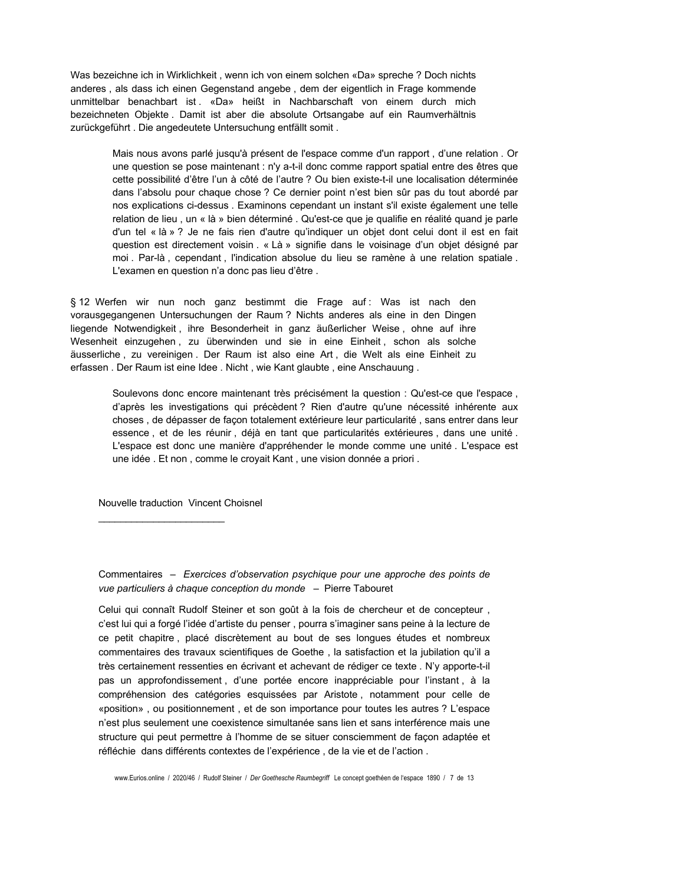Was bezeichne ich in Wirklichkeit , wenn ich von einem solchen «Da» spreche ? Doch nichts anderes , als dass ich einen Gegenstand angebe , dem der eigentlich in Frage kommende unmittelbar benachbart ist . «Da» heißt in Nachbarschaft von einem durch mich bezeichneten Objekte . Damit ist aber die absolute Ortsangabe auf ein Raumverhältnis zurückgeführt . Die angedeutete Untersuchung entfällt somit .

> Mais nous avons parlé jusqu'à présent de l'espace comme d'un rapport , d'une relation . Or une question se pose maintenant : n'y a-t-il donc comme rapport spatial entre des êtres que cette possibilité d'être l'un à côté de l'autre ? Ou bien existe-t-il une localisation déterminée dans l'absolu pour chaque chose ? Ce dernier point n'est bien sûr pas du tout abordé par nos explications ci-dessus . Examinons cependant un instant s'il existe également une telle relation de lieu , un « là » bien déterminé . Qu'est-ce que je qualifie en réalité quand je parle d'un tel « là » ? Je ne fais rien d'autre qu'indiquer un objet dont celui dont il est en fait question est directement voisin . « Là » signifie dans le voisinage d'un objet désigné par moi . Par-là , cependant , l'indication absolue du lieu se ramène à une relation spatiale . L'examen en question n'a donc pas lieu d'être .

§ 12 Werfen wir nun noch ganz bestimmt die Frage auf : Was ist nach den vorausgegangenen Untersuchungen der Raum ? Nichts anderes als eine in den Dingen liegende Notwendigkeit , ihre Besonderheit in ganz äußerlicher Weise , ohne auf ihre Wesenheit einzugehen , zu überwinden und sie in eine Einheit , schon als solche äusserliche , zu vereinigen . Der Raum ist also eine Art , die Welt als eine Einheit zu erfassen . Der Raum ist eine Idee . Nicht , wie Kant glaubte , eine Anschauung .

> Soulevons donc encore maintenant très précisément la question : Qu'est-ce que l'espace , d'après les investigations qui précèdent ? Rien d'autre qu'une nécessité inhérente aux choses , de dépasser de façon totalement extérieure leur particularité , sans entrer dans leur essence , et de les réunir , déjà en tant que particularités extérieures , dans une unité . L'espace est donc une manière d'appréhender le monde comme une unité . L'espace est une idée . Et non , comme le croyait Kant , une vision donnée a priori .

Nouvelle traduction Vincent Choisnel

______________________

Commentaires – *Exercices d'observation psychique pour une approche des points de vue particuliers à chaque conception du monde* – Pierre Tabouret

Celui qui connaît Rudolf Steiner et son goût à la fois de chercheur et de concepteur , c'est lui qui a forgé l'idée d'artiste du penser , pourra s'imaginer sans peine à la lecture de ce petit chapitre , placé discrètement au bout de ses longues études et nombreux commentaires des travaux scientifiques de Goethe , la satisfaction et la jubilation qu'il a très certainement ressenties en écrivant et achevant de rédiger ce texte . N'y apporte-t-il pas un approfondissement , d'une portée encore inappréciable pour l'instant , à la compréhension des catégories esquissées par Aristote , notamment pour celle de «position» , ou positionnement , et de son importance pour toutes les autres ? L'espace n'est plus seulement une coexistence simultanée sans lien et sans interférence mais une structure qui peut permettre à l'homme de se situer consciemment de façon adaptée et réfléchie dans différents contextes de l'expérience , de la vie et de l'action .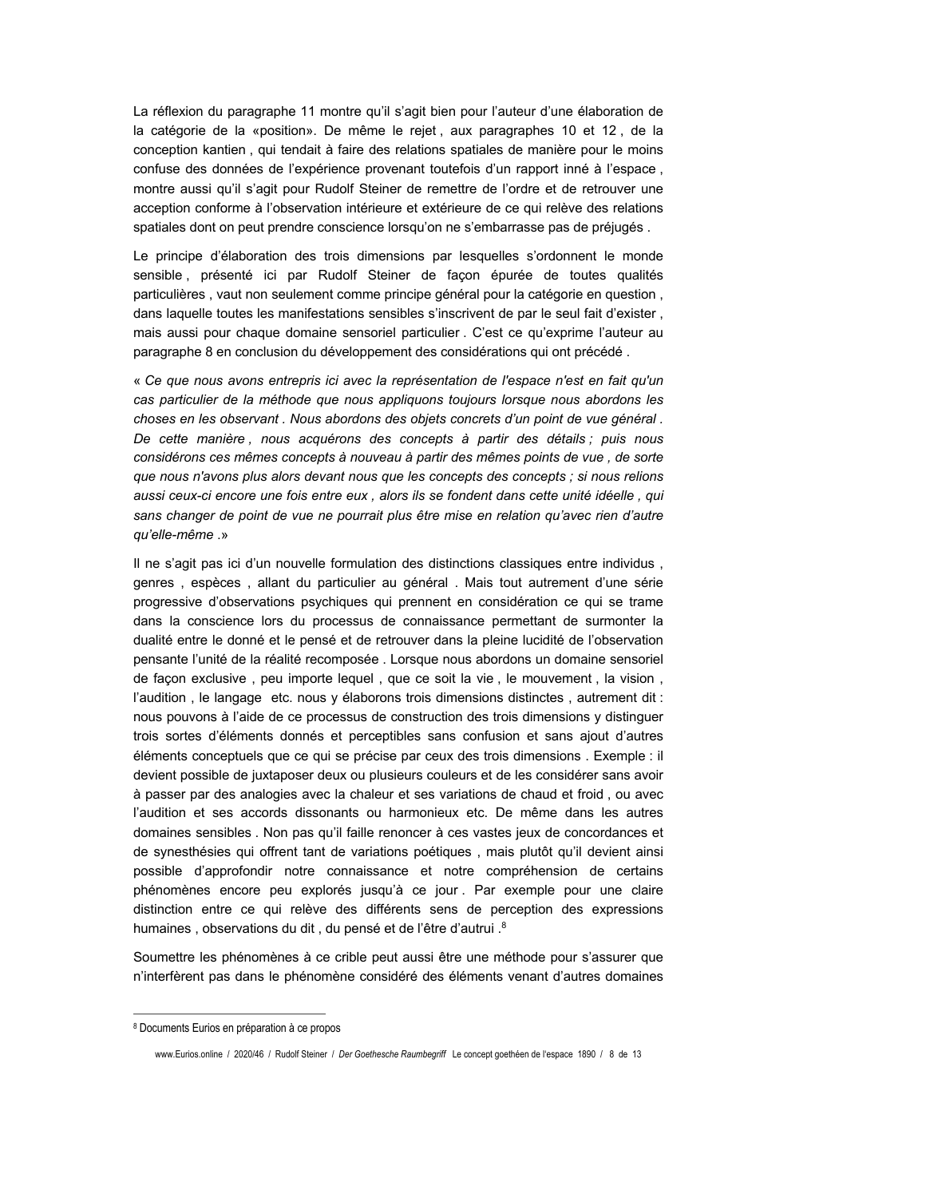La réflexion du paragraphe 11 montre qu'il s'agit bien pour l'auteur d'une élaboration de la catégorie de la «position». De même le rejet , aux paragraphes 10 et 12 , de la conception kantien , qui tendait à faire des relations spatiales de manière pour le moins confuse des données de l'expérience provenant toutefois d'un rapport inné à l'espace , montre aussi qu'il s'agit pour Rudolf Steiner de remettre de l'ordre et de retrouver une acception conforme à l'observation intérieure et extérieure de ce qui relève des relations spatiales dont on peut prendre conscience lorsqu'on ne s'embarrasse pas de préjugés .

Le principe d'élaboration des trois dimensions par lesquelles s'ordonnent le monde sensible , présenté ici par Rudolf Steiner de façon épurée de toutes qualités particulières , vaut non seulement comme principe général pour la catégorie en question , dans laquelle toutes les manifestations sensibles s'inscrivent de par le seul fait d'exister , mais aussi pour chaque domaine sensoriel particulier . C'est ce qu'exprime l'auteur au paragraphe 8 en conclusion du développement des considérations qui ont précédé .

« *Ce que nous avons entrepris ici avec la représentation de l'espace n'est en fait qu'un cas particulier de la méthode que nous appliquons toujours lorsque nous abordons les choses en les observant . Nous abordons des objets concrets d'un point de vue général . De cette manière , nous acquérons des concepts à partir des détails ; puis nous considérons ces mêmes concepts à nouveau à partir des mêmes points de vue , de sorte que nous n'avons plus alors devant nous que les concepts des concepts ; si nous relions aussi ceux-ci encore une fois entre eux , alors ils se fondent dans cette unité idéelle , qui sans changer de point de vue ne pourrait plus être mise en relation qu'avec rien d'autre qu'elle-même .*»

Il ne s'agit pas ici d'un nouvelle formulation des distinctions classiques entre individus , genres , espèces , allant du particulier au général . Mais tout autrement d'une série progressive d'observations psychiques qui prennent en considération ce qui se trame dans la conscience lors du processus de connaissance permettant de surmonter la dualité entre le donné et le pensé et de retrouver dans la pleine lucidité de l'observation pensante l'unité de la réalité recomposée . Lorsque nous abordons un domaine sensoriel de façon exclusive , peu importe lequel , que ce soit la vie , le mouvement , la vision , l'audition , le langage etc. nous y élaborons trois dimensions distinctes , autrement dit : nous pouvons à l'aide de ce processus de construction des trois dimensions y distinguer trois sortes d'éléments donnés et perceptibles sans confusion et sans ajout d'autres éléments conceptuels que ce qui se précise par ceux des trois dimensions . Exemple : il devient possible de juxtaposer deux ou plusieurs couleurs et de les considérer sans avoir à passer par des analogies avec la chaleur et ses variations de chaud et froid , ou avec l'audition et ses accords dissonants ou harmonieux etc. De même dans les autres domaines sensibles . Non pas qu'il faille renoncer à ces vastes jeux de concordances et de synesthésies qui offrent tant de variations poétiques , mais plutôt qu'il devient ainsi possible d'approfondir notre connaissance et notre compréhension de certains phénomènes encore peu explorés jusqu'à ce jour . Par exemple pour une claire distinction entre ce qui relève des différents sens de perception des expressions humaines , observations du dit , du pensé et de l'être d'autrui .[8]

Soumettre les phénomènes à ce crible peut aussi être une méthode pour s'assurer que n'interfèrent pas dans le phénomène considéré des éléments venant d'autres domaines

---

[8] Documents Eurios en préparation à ce propos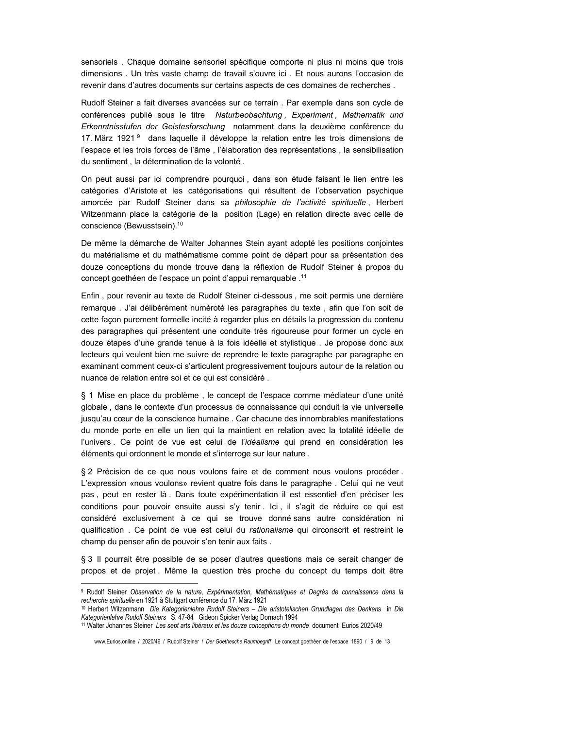sensoriels . Chaque domaine sensoriel spécifique comporte ni plus ni moins que trois dimensions . Un très vaste champ de travail s'ouvre ici . Et nous aurons l'occasion de revenir dans d'autres documents sur certains aspects de ces domaines de recherches .

Rudolf Steiner a fait diverses avancées sur ce terrain . Par exemple dans son cycle de conférences publié sous le titre *Naturbeobachtung , Experiment , Mathematik und Erkenntnisstufen der Geistesforschung* notamment dans la deuxième conférence du 17. März 1921 [9] dans laquelle il développe la relation entre les trois dimensions de l'espace et les trois forces de l'âme , l'élaboration des représentations , la sensibilisation du sentiment , la détermination de la volonté .

On peut aussi par ici comprendre pourquoi , dans son étude faisant le lien entre les catégories d'Aristote et les catégorisations qui résultent de l'observation psychique amorcée par Rudolf Steiner dans sa *philosophie de l'activité spirituelle* , Herbert Witzenmann place la catégorie de la position (Lage) en relation directe avec celle de conscience (Bewusstsein).[10]

De même la démarche de Walter Johannes Stein ayant adopté les positions conjointes du matérialisme et du mathématisme comme point de départ pour sa présentation des douze conceptions du monde trouve dans la réflexion de Rudolf Steiner à propos du concept goethéen de l'espace un point d'appui remarquable .[11]

Enfin , pour revenir au texte de Rudolf Steiner ci-dessous , me soit permis une dernière remarque . J'ai délibérément numéroté les paragraphes du texte , afin que l'on soit de cette façon purement formelle incité à regarder plus en détails la progression du contenu des paragraphes qui présentent une conduite très rigoureuse pour former un cycle en douze étapes d'une grande tenue à la fois idéelle et stylistique . Je propose donc aux lecteurs qui veulent bien me suivre de reprendre le texte paragraphe par paragraphe en examinant comment ceux-ci s'articulent progressivement toujours autour de la relation ou nuance de relation entre soi et ce qui est considéré .

§ 1 Mise en place du problème , le concept de l'espace comme médiateur d'une unité globale , dans le contexte d'un processus de connaissance qui conduit la vie universelle jusqu'au cœur de la conscience humaine . Car chacune des innombrables manifestations du monde porte en elle un lien qui la maintient en relation avec la totalité idéelle de l'univers . Ce point de vue est celui de l'*idéalisme* qui prend en considération les éléments qui ordonnent le monde et s'interroge sur leur nature .

§ 2 Précision de ce que nous voulons faire et de comment nous voulons procéder . L'expression «nous voulons» revient quatre fois dans le paragraphe . Celui qui ne veut pas , peut en rester là . Dans toute expérimentation il est essentiel d'en préciser les conditions pour pouvoir ensuite aussi s'y tenir . Ici , il s'agit de réduire ce qui est considéré exclusivement à ce qui se trouve donné sans autre considération ni qualification . Ce point de vue est celui du *rationalisme* qui circonscrit et restreint le champ du penser afin de pouvoir s'en tenir aux faits .

§ 3 Il pourrait être possible de se poser d'autres questions mais ce serait changer de propos et de projet . Même la question très proche du concept du temps doit être

---

[9] Rudolf Steiner *Observation de la nature, Expérimentation, Mathématiques et Degrés de connaissance dans la recherche spirituelle* en 1921 à Stuttgart conférence du 17. März 1921

[10] Herbert Witzenmann *Die Kategorienlehre Rudolf Steiners – Die aristotelischen Grundlagen des Denkens* in *Die Kategorienlehre Rudolf Steiners* S. 47-84 Gideon Spicker Verlag Dornach 1994

[11] Walter Johannes Steiner *Les sept arts libéraux et les douze conceptions du monde* document Eurios 2020/49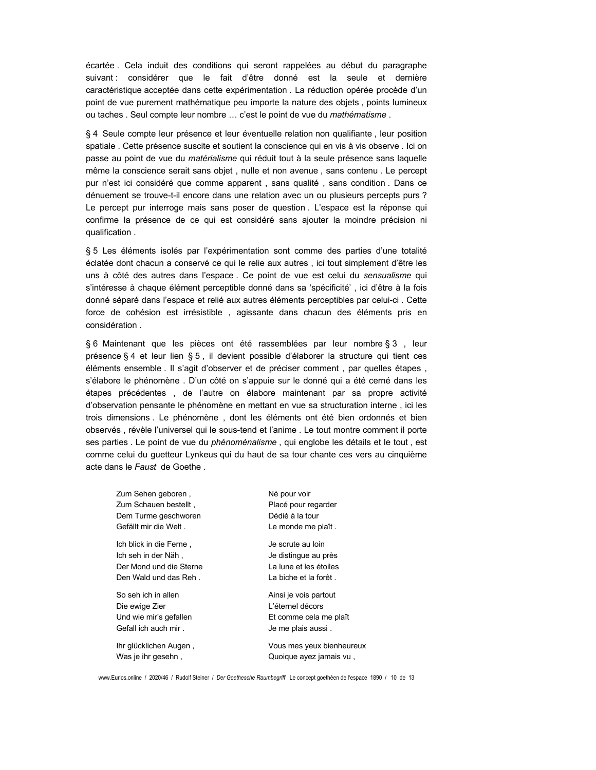écartée . Cela induit des conditions qui seront rappelées au début du paragraphe suivant : considérer que le fait d'être donné est la seule et dernière caractéristique acceptée dans cette expérimentation . La réduction opérée procède d'un point de vue purement mathématique peu importe la nature des objets , points lumineux ou taches . Seul compte leur nombre … c'est le point de vue du *mathématisme* .

§ 4 Seule compte leur présence et leur éventuelle relation non qualifiante , leur position spatiale . Cette présence suscite et soutient la conscience qui en vis à vis observe . Ici on passe au point de vue du *matérialisme* qui réduit tout à la seule présence sans laquelle même la conscience serait sans objet , nulle et non avenue , sans contenu . Le percept pur n'est ici considéré que comme apparent , sans qualité , sans condition . Dans ce dénuement se trouve-t-il encore dans une relation avec un ou plusieurs percepts purs ? Le percept pur interroge mais sans poser de question . L'espace est la réponse qui confirme la présence de ce qui est considéré sans ajouter la moindre précision ni qualification .

§ 5 Les éléments isolés par l'expérimentation sont comme des parties d'une totalité éclatée dont chacun a conservé ce qui le relie aux autres , ici tout simplement d'être les uns à côté des autres dans l'espace . Ce point de vue est celui du *sensualisme* qui s'intéresse à chaque élément perceptible donné dans sa 'spécificité' , ici d'être à la fois donné séparé dans l'espace et relié aux autres éléments perceptibles par celui-ci . Cette force de cohésion est irrésistible , agissante dans chacun des éléments pris en considération .

§ 6 Maintenant que les pièces ont été rassemblées par leur nombre § 3 , leur présence § 4 et leur lien § 5 , il devient possible d'élaborer la structure qui tient ces éléments ensemble . Il s'agit d'observer et de préciser comment , par quelles étapes , s'élabore le phénomène . D'un côté on s'appuie sur le donné qui a été cerné dans les étapes précédentes , de l'autre on élabore maintenant par sa propre activité d'observation pensante le phénomène en mettant en vue sa structuration interne , ici les trois dimensions . Le phénomène , dont les éléments ont été bien ordonnés et bien observés , révèle l'universel qui le sous-tend et l'anime . Le tout montre comment il porte ses parties . Le point de vue du *phénoménalisme* , qui englobe les détails et le tout , est comme celui du guetteur Lynkeus qui du haut de sa tour chante ces vers au cinquième acte dans le *Faust* de Goethe .

| | |
|---|---|
| Zum Sehen geboren ,<br>Zum Schauen bestellt ,<br>Dem Turme geschworen<br>Gefällt mir die Welt . | Né pour voir<br>Placé pour regarder<br>Dédié à la tour<br>Le monde me plaît . |
| Ich blick in die Ferne ,<br>Ich seh in der Näh ,<br>Der Mond und die Sterne<br>Den Wald und das Reh . | Je scrute au loin<br>Je distingue au près<br>La lune et les étoiles<br>La biche et la forêt . |
| So seh ich in allen<br>Die ewige Zier<br>Und wie mir's gefallen<br>Gefall ich auch mir . | Ainsi je vois partout<br>L'éternel décors<br>Et comme cela me plaît<br>Je me plais aussi . |
| Ihr glücklichen Augen ,<br>Was je ihr gesehn , | Vous mes yeux bienheureux<br>Quoique ayez jamais vu , |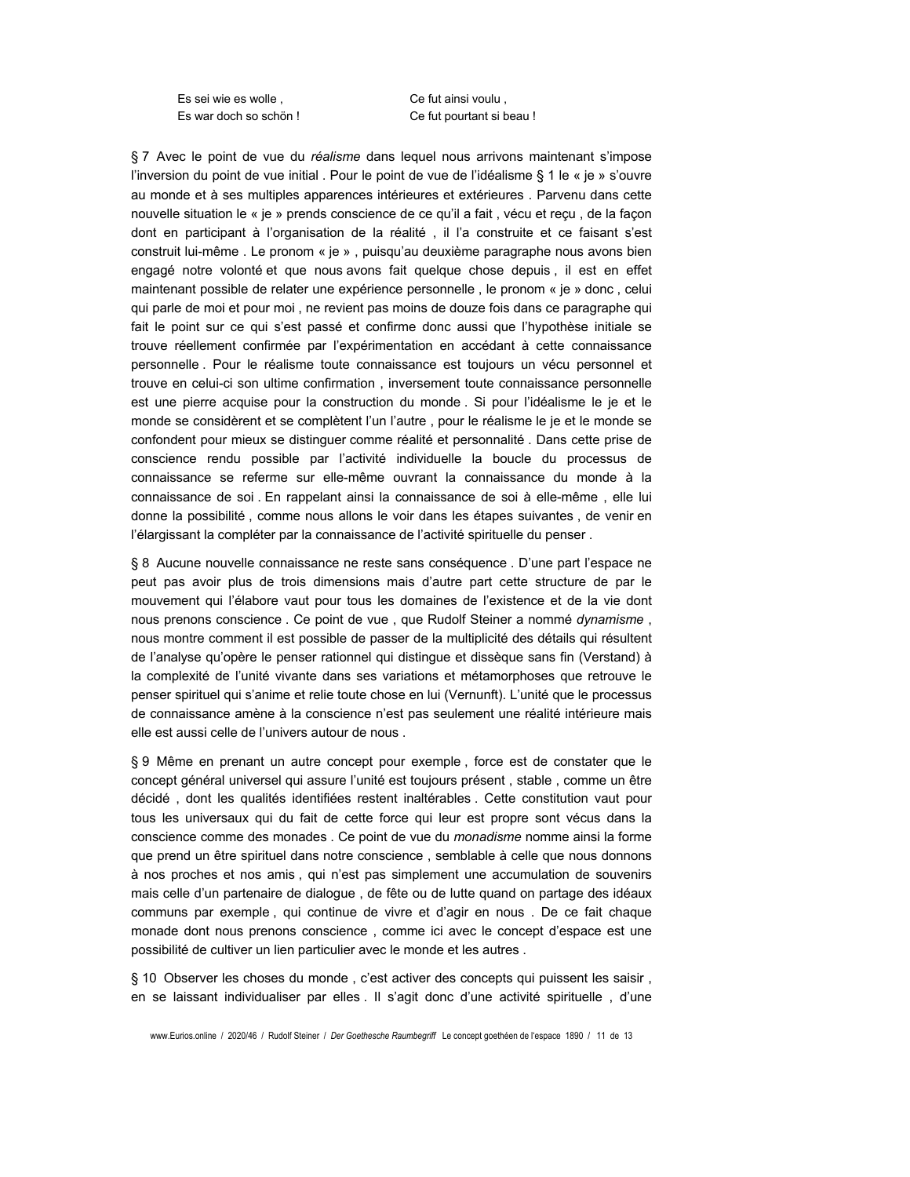| Es sei wie es wolle , | Ce fut ainsi voulu , |
|---|---|
| Es war doch so schön ! | Ce fut pourtant si beau ! |

§ 7 Avec le point de vue du *réalisme* dans lequel nous arrivons maintenant s'impose l'inversion du point de vue initial . Pour le point de vue de l'idéalisme § 1 le « je » s'ouvre au monde et à ses multiples apparences intérieures et extérieures . Parvenu dans cette nouvelle situation le « je » prends conscience de ce qu'il a fait , vécu et reçu , de la façon dont en participant à l'organisation de la réalité , il l'a construite et ce faisant s'est construit lui-même . Le pronom « je » , puisqu'au deuxième paragraphe nous avons bien engagé notre volonté et que nous avons fait quelque chose depuis , il est en effet maintenant possible de relater une expérience personnelle , le pronom « je » donc , celui qui parle de moi et pour moi , ne revient pas moins de douze fois dans ce paragraphe qui fait le point sur ce qui s'est passé et confirme donc aussi que l'hypothèse initiale se trouve réellement confirmée par l'expérimentation en accédant à cette connaissance personnelle . Pour le réalisme toute connaissance est toujours un vécu personnel et trouve en celui-ci son ultime confirmation , inversement toute connaissance personnelle est une pierre acquise pour la construction du monde . Si pour l'idéalisme le je et le monde se considèrent et se complètent l'un l'autre , pour le réalisme le je et le monde se confondent pour mieux se distinguer comme réalité et personnalité . Dans cette prise de conscience rendu possible par l'activité individuelle la boucle du processus de connaissance se referme sur elle-même ouvrant la connaissance du monde à la connaissance de soi . En rappelant ainsi la connaissance de soi à elle-même , elle lui donne la possibilité , comme nous allons le voir dans les étapes suivantes , de venir en l'élargissant la compléter par la connaissance de l'activité spirituelle du penser .

§ 8 Aucune nouvelle connaissance ne reste sans conséquence . D'une part l'espace ne peut pas avoir plus de trois dimensions mais d'autre part cette structure de par le mouvement qui l'élabore vaut pour tous les domaines de l'existence et de la vie dont nous prenons conscience . Ce point de vue , que Rudolf Steiner a nommé *dynamisme* , nous montre comment il est possible de passer de la multiplicité des détails qui résultent de l'analyse qu'opère le penser rationnel qui distingue et dissèque sans fin (Verstand) à la complexité de l'unité vivante dans ses variations et métamorphoses que retrouve le penser spirituel qui s'anime et relie toute chose en lui (Vernunft). L'unité que le processus de connaissance amène à la conscience n'est pas seulement une réalité intérieure mais elle est aussi celle de l'univers autour de nous .

§ 9 Même en prenant un autre concept pour exemple , force est de constater que le concept général universel qui assure l'unité est toujours présent , stable , comme un être décidé , dont les qualités identifiées restent inaltérables . Cette constitution vaut pour tous les universaux qui du fait de cette force qui leur est propre sont vécus dans la conscience comme des monades . Ce point de vue du *monadisme* nomme ainsi la forme que prend un être spirituel dans notre conscience , semblable à celle que nous donnons à nos proches et nos amis , qui n'est pas simplement une accumulation de souvenirs mais celle d'un partenaire de dialogue , de fête ou de lutte quand on partage des idéaux communs par exemple , qui continue de vivre et d'agir en nous . De ce fait chaque monade dont nous prenons conscience , comme ici avec le concept d'espace est une possibilité de cultiver un lien particulier avec le monde et les autres .

§ 10 Observer les choses du monde , c'est activer des concepts qui puissent les saisir , en se laissant individualiser par elles . Il s'agit donc d'une activité spirituelle , d'une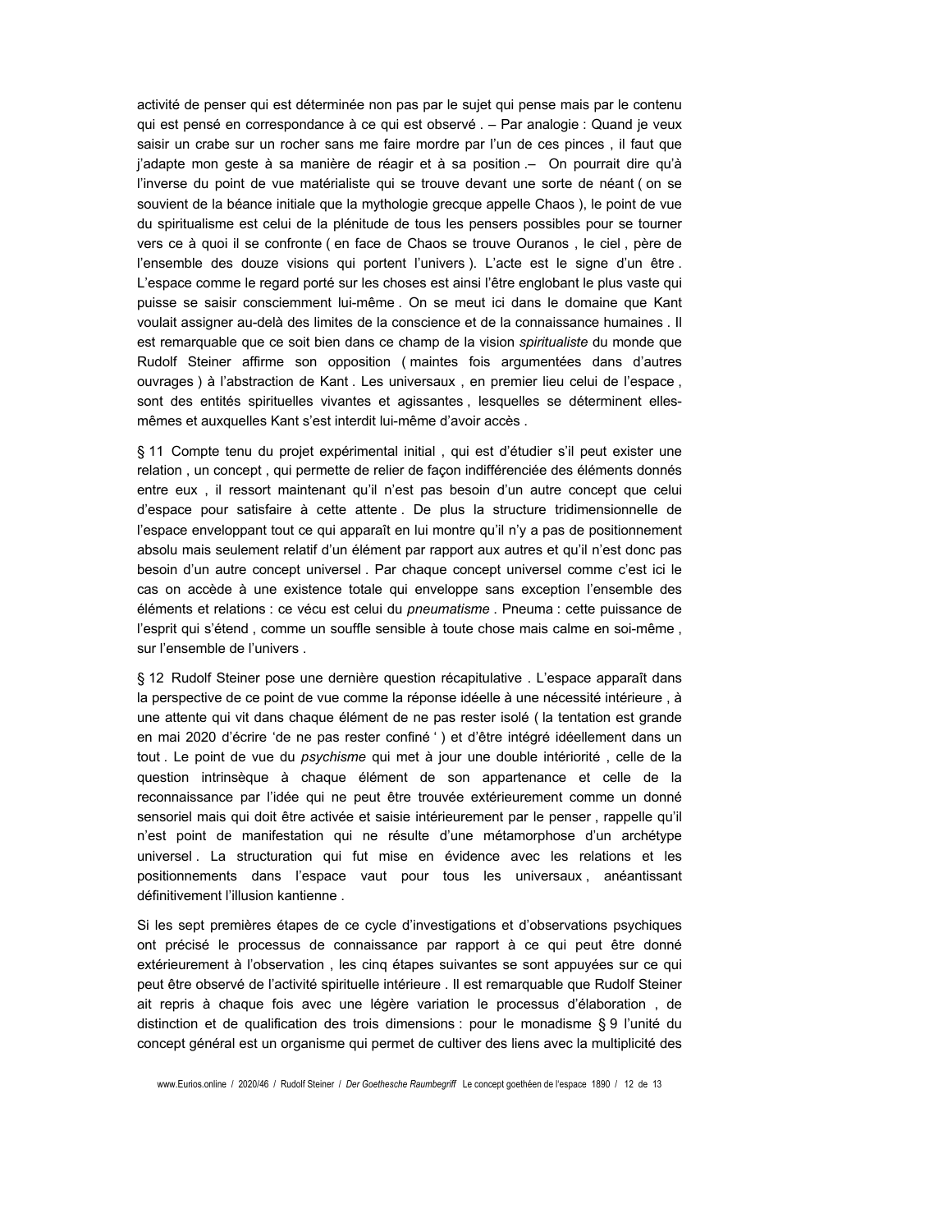activité de penser qui est déterminée non pas par le sujet qui pense mais par le contenu qui est pensé en correspondance à ce qui est observé . – Par analogie : Quand je veux saisir un crabe sur un rocher sans me faire mordre par l'un de ces pinces , il faut que j'adapte mon geste à sa manière de réagir et à sa position .– On pourrait dire qu'à l'inverse du point de vue matérialiste qui se trouve devant une sorte de néant ( on se souvient de la béance initiale que la mythologie grecque appelle Chaos ), le point de vue du spiritualisme est celui de la plénitude de tous les pensers possibles pour se tourner vers ce à quoi il se confronte ( en face de Chaos se trouve Ouranos , le ciel , père de l'ensemble des douze visions qui portent l'univers ). L'acte est le signe d'un être . L'espace comme le regard porté sur les choses est ainsi l'être englobant le plus vaste qui puisse se saisir consciemment lui-même . On se meut ici dans le domaine que Kant voulait assigner au-delà des limites de la conscience et de la connaissance humaines . Il est remarquable que ce soit bien dans ce champ de la vision *spiritualiste* du monde que Rudolf Steiner affirme son opposition ( maintes fois argumentées dans d'autres ouvrages ) à l'abstraction de Kant . Les universaux , en premier lieu celui de l'espace , sont des entités spirituelles vivantes et agissantes , lesquelles se déterminent elles-mêmes et auxquelles Kant s'est interdit lui-même d'avoir accès .

§ 11 Compte tenu du projet expérimental initial , qui est d'étudier s'il peut exister une relation , un concept , qui permette de relier de façon indifférenciée des éléments donnés entre eux , il ressort maintenant qu'il n'est pas besoin d'un autre concept que celui d'espace pour satisfaire à cette attente . De plus la structure tridimensionnelle de l'espace enveloppant tout ce qui apparaît en lui montre qu'il n'y a pas de positionnement absolu mais seulement relatif d'un élément par rapport aux autres et qu'il n'est donc pas besoin d'un autre concept universel . Par chaque concept universel comme c'est ici le cas on accède à une existence totale qui enveloppe sans exception l'ensemble des éléments et relations : ce vécu est celui du *pneumatisme* . Pneuma : cette puissance de l'esprit qui s'étend , comme un souffle sensible à toute chose mais calme en soi-même , sur l'ensemble de l'univers .

§ 12 Rudolf Steiner pose une dernière question récapitulative . L'espace apparaît dans la perspective de ce point de vue comme la réponse idéelle à une nécessité intérieure , à une attente qui vit dans chaque élément de ne pas rester isolé ( la tentation est grande en mai 2020 d'écrire 'de ne pas rester confiné ' ) et d'être intégré idéellement dans un tout . Le point de vue du *psychisme* qui met à jour une double intériorité , celle de la question intrinsèque à chaque élément de son appartenance et celle de la reconnaissance par l'idée qui ne peut être trouvée extérieurement comme un donné sensoriel mais qui doit être activée et saisie intérieurement par le penser , rappelle qu'il n'est point de manifestation qui ne résulte d'une métamorphose d'un archétype universel . La structuration qui fut mise en évidence avec les relations et les positionnements dans l'espace vaut pour tous les universaux , anéantissant définitivement l'illusion kantienne .

Si les sept premières étapes de ce cycle d'investigations et d'observations psychiques ont précisé le processus de connaissance par rapport à ce qui peut être donné extérieurement à l'observation , les cinq étapes suivantes se sont appuyées sur ce qui peut être observé de l'activité spirituelle intérieure . Il est remarquable que Rudolf Steiner ait repris à chaque fois avec une légère variation le processus d'élaboration , de distinction et de qualification des trois dimensions : pour le monadisme § 9 l'unité du concept général est un organisme qui permet de cultiver des liens avec la multiplicité des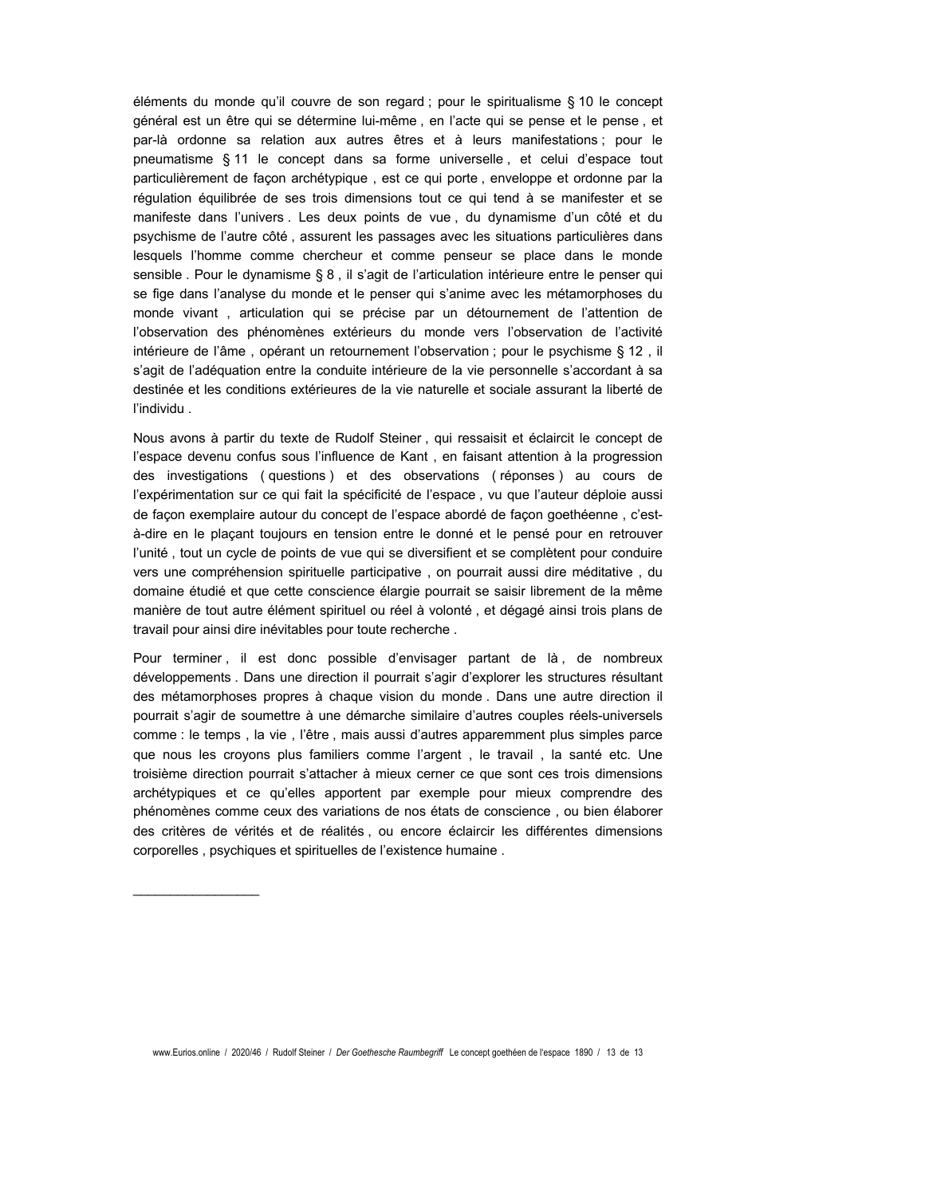éléments du monde qu'il couvre de son regard ; pour le spiritualisme § 10 le concept général est un être qui se détermine lui-même , en l'acte qui se pense et le pense , et par-là ordonne sa relation aux autres êtres et à leurs manifestations ; pour le pneumatisme § 11 le concept dans sa forme universelle , et celui d'espace tout particulièrement de façon archétypique , est ce qui porte , enveloppe et ordonne par la régulation équilibrée de ses trois dimensions tout ce qui tend à se manifester et se manifeste dans l'univers . Les deux points de vue , du dynamisme d'un côté et du psychisme de l'autre côté , assurent les passages avec les situations particulières dans lesquels l'homme comme chercheur et comme penseur se place dans le monde sensible . Pour le dynamisme § 8 , il s'agit de l'articulation intérieure entre le penser qui se fige dans l'analyse du monde et le penser qui s'anime avec les métamorphoses du monde vivant , articulation qui se précise par un détournement de l'attention de l'observation des phénomènes extérieurs du monde vers l'observation de l'activité intérieure de l'âme , opérant un retournement l'observation ; pour le psychisme § 12 , il s'agit de l'adéquation entre la conduite intérieure de la vie personnelle s'accordant à sa destinée et les conditions extérieures de la vie naturelle et sociale assurant la liberté de l'individu .

Nous avons à partir du texte de Rudolf Steiner , qui ressaisit et éclaircit le concept de l'espace devenu confus sous l'influence de Kant , en faisant attention à la progression des investigations ( questions ) et des observations ( réponses ) au cours de l'expérimentation sur ce qui fait la spécificité de l'espace , vu que l'auteur déploie aussi de façon exemplaire autour du concept de l'espace abordé de façon goethéenne , c'est-à-dire en le plaçant toujours en tension entre le donné et le pensé pour en retrouver l'unité , tout un cycle de points de vue qui se diversifient et se complètent pour conduire vers une compréhension spirituelle participative , on pourrait aussi dire méditative , du domaine étudié et que cette conscience élargie pourrait se saisir librement de la même manière de tout autre élément spirituel ou réel à volonté , et dégagé ainsi trois plans de travail pour ainsi dire inévitables pour toute recherche .

Pour terminer , il est donc possible d'envisager partant de là , de nombreux développements . Dans une direction il pourrait s'agir d'explorer les structures résultant des métamorphoses propres à chaque vision du monde . Dans une autre direction il pourrait s'agir de soumettre à une démarche similaire d'autres couples réels-universels comme : le temps , la vie , l'être , mais aussi d'autres apparemment plus simples parce que nous les croyons plus familiers comme l'argent , le travail , la santé etc. Une troisième direction pourrait s'attacher à mieux cerner ce que sont ces trois dimensions archétypiques et ce qu'elles apportent par exemple pour mieux comprendre des phénomènes comme ceux des variations de nos états de conscience , ou bien élaborer des critères de vérités et de réalités , ou encore éclaircir les différentes dimensions corporelles , psychiques et spirituelles de l'existence humaine .

\_\_\_\_\_\_\_\_\_\_\_\_\_\_\_\_\_